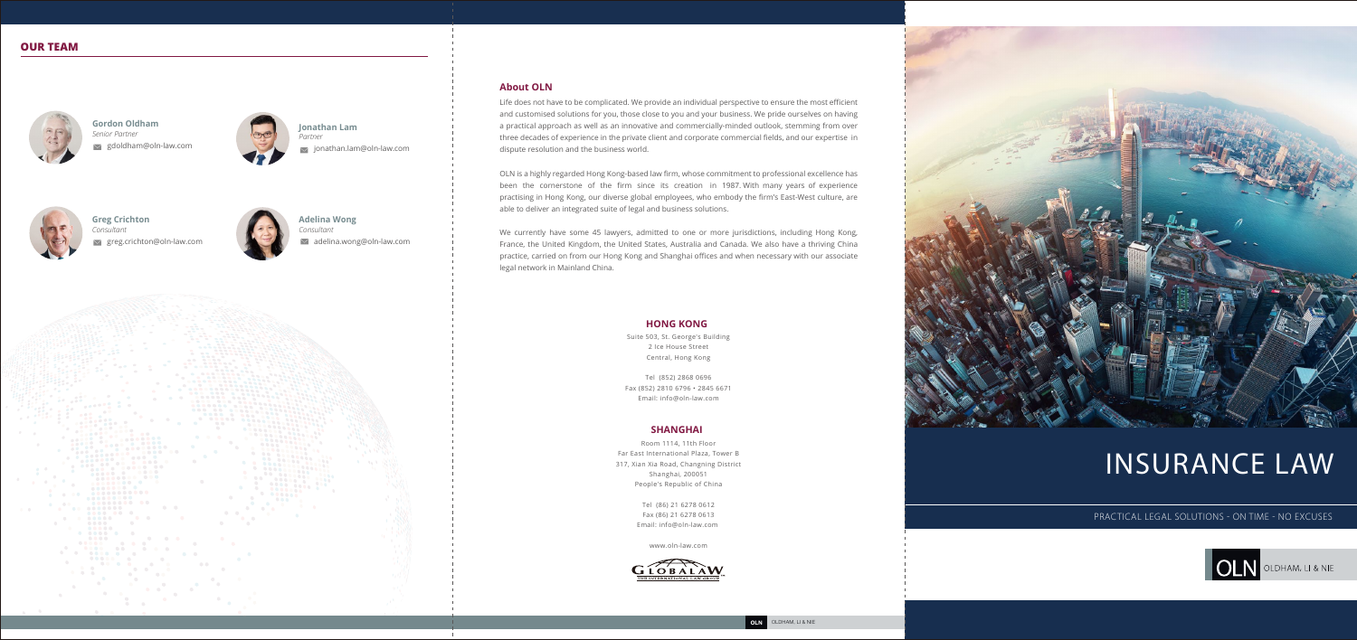## OUR TEAM

**Gordon Oldham**
*Senior Partner*
gdoldham@oln-law.com

**Jonathan Lam**
*Partner*
jonathan.lam@oln-law.com

**Greg Crichton**
*Consultant*
greg.crichton@oln-law.com

**Adelina Wong**
*Consultant*
adelina.wong@oln-law.com

## About OLN

Life does not have to be complicated. We provide an individual perspective to ensure the most efficient and customised solutions for you, those close to you and your business. We pride ourselves on having a practical approach as well as an innovative and commercially-minded outlook, stemming from over three decades of experience in the private client and corporate commercial fields, and our expertise in dispute resolution and the business world.

OLN is a highly regarded Hong Kong-based law firm, whose commitment to professional excellence has been the cornerstone of the firm since its creation in 1987. With many years of experience practising in Hong Kong, our diverse global employees, who embody the firm's East-West culture, are able to deliver an integrated suite of legal and business solutions.

We currently have some 45 lawyers, admitted to one or more jurisdictions, including Hong Kong, France, the United Kingdom, the United States, Australia and Canada. We also have a thriving China practice, carried on from our Hong Kong and Shanghai offices and when necessary with our associate legal network in Mainland China.

### HONG KONG

Suite 503, St. George's Building
2 Ice House Street
Central, Hong Kong

Tel (852) 2868 0696
Fax (852) 2810 6796 • 2845 6671
Email: info@oln-law.com

### SHANGHAI

Room 1114, 11th Floor
Far East International Plaza, Tower B
317, Xian Xia Road, Changning District
Shanghai, 200051
People's Republic of China

Tel (86) 21 6278 0612
Fax (86) 21 6278 0613
Email: info@oln-law.com

www.oln-law.com

GLOBALAW
THE INTERNATIONAL LAW GROUP

# INSURANCE LAW

PRACTICAL LEGAL SOLUTIONS - ON TIME - NO EXCUSES

OLN OLDHAM, LI & NIE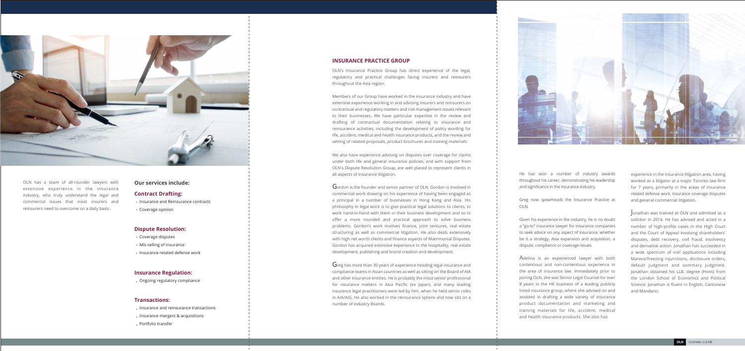OLN has a team of all-rounder lawyers with extensive experience in the insurance industry, who truly understand the legal and commercial issues that most insurers and reinsurers need to overcome on a daily basis.

**Our services include:**

### Contract Drafting:

- Insurance and Reinsurance contracts
- Coverage opinion

### Dispute Resolution:

- Coverage disputes
- Mis-selling of insurance
- Insurance-related defense work

### Insurance Regulation:

- Ongoing regulatory compliance

### Transactions:

- Insurance and reinsurance transactions
- Insurance mergers & acquisitions
- Portfolio transfer

## INSURANCE PRACTICE GROUP

OLN's Insurance Practice Group has direct experience of the legal, regulatory and practical challenges facing insurers and reinsurers throughout the Asia region.

Members of our Group have worked in the insurance industry and have extensive experience working in and advising insurers and reinsurers on contractual and regulatory matters and risk management issues relevant to their businesses. We have particular expertise in the review and drafting of contractual documentation relating to insurance and reinsurance activities, including the development of policy wording for life, accident, medical and health insurance products, and the review and vetting of related proposals, product brochures and training materials.

We also have experience advising on disputes over coverage for claims under both life and general insurance policies, and with support from OLN's Dispute Resolution Group, are well placed to represent clients in all aspects of insurance litigation.

Gordon is the founder and senior partner of OLN. Gordon is involved in commercial work drawing on his experience of having been engaged as a principal in a number of businesses in Hong Kong and Asia. His philosophy in legal work is to give practical legal solutions to clients, to work hand-in-hand with them in their business development and so to offer a more rounded and practical approach to solve business problems. Gordon's work involves finance, joint ventures, real estate structuring as well as commercial litigation. He also deals extensively with high net worth clients and finance aspects of Matrimonial Disputes. Gordon has acquired extensive experience in the hospitality, real estate development, publishing and brand creation and development.

Greg has more than 30 years of experience heading legal insurance and compliance teams in Asian countries as well as sitting on the Board of AIA and other insurance entities. He is probably the most senior professional for insurance matters in Asia Pacific (ex Japan), and many leading insurance legal practitioners were led by him, when he held senior roles in AIA/AIG. He also worked in the reinsurance sphere and now sits on a number of industry Boards.

He has won a number of industry awards throughout his career, demonstrating his leadership and significance in the insurance industry.

Greg now spearheads the Insurance Practice at OLN.

Given his experience in the industry, he is no doubt a "go-to" insurance lawyer for insurance companies to seek advice on any aspect of insurance, whether be it a strategy, Asia expansion and acquisition, a dispute, compliance or coverage issues.

Adelina is an experienced lawyer with both contentious and non-contentious experience in the area of insurance law. Immediately prior to joining OLN, she was Senior Legal Counsel for over 8 years in the HK business of a leading publicly listed insurance group, where she advised on and assisted in drafting a wide variety of insurance product documentation and marketing and training materials for life, accident, medical and health insurance products. She also has experience in the insurance litigation area, having worked as a litigator at a major Toronto law firm for 7 years, primarily in the areas of insurance related defense work, insurance coverage disputes and general commercial litigation.

Jonathan was trained at OLN and admitted as a solicitor in 2014. He has advised and acted in a number of high-profile cases in the High Court and the Court of Appeal involving shareholders' disputes, debt recovery, civil fraud, insolvency and derivative action. Jonathan has succeeded in a wide spectrum of civil applications including Mareva/freezing injunctions, disclosure orders, default judgment and summary judgment. Jonathan obtained his LLB. degree (Hons) from the London School of Economics and Political Science. Jonathan is fluent in English, Cantonese and Mandarin.